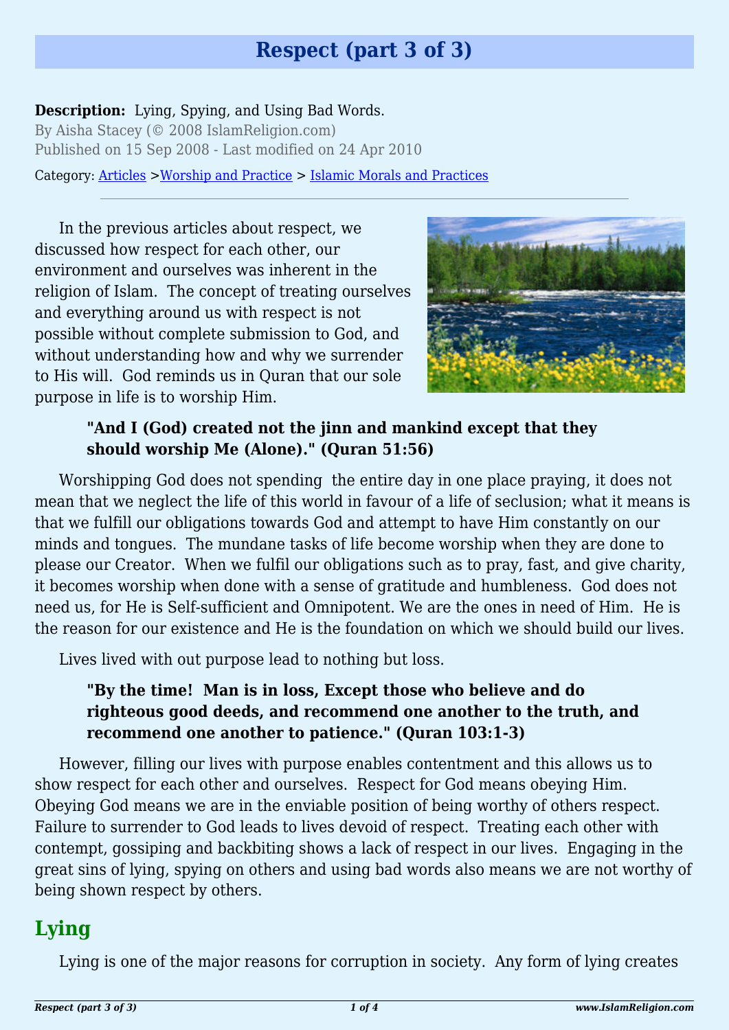# Respect (part 3 of 3)

**Description:** Lying, Spying, and Using Bad Words.

By Aisha Stacey (© 2008 IslamReligion.com)

Published on 15 Sep 2008 - Last modified on 24 Apr 2010

Category: Articles >Worship and Practice > Islamic Morals and Practices

---

In the previous articles about respect, we discussed how respect for each other, our environment and ourselves was inherent in the religion of Islam. The concept of treating ourselves and everything around us with respect is not possible without complete submission to God, and without understanding how and why we surrender to His will. God reminds us in Quran that our sole purpose in life is to worship Him.

> **"And I (God) created not the jinn and mankind except that they should worship Me (Alone)." (Quran 51:56)**

Worshipping God does not spending the entire day in one place praying, it does not mean that we neglect the life of this world in favour of a life of seclusion; what it means is that we fulfill our obligations towards God and attempt to have Him constantly on our minds and tongues. The mundane tasks of life become worship when they are done to please our Creator. When we fulfil our obligations such as to pray, fast, and give charity, it becomes worship when done with a sense of gratitude and humbleness. God does not need us, for He is Self-sufficient and Omnipotent. We are the ones in need of Him. He is the reason for our existence and He is the foundation on which we should build our lives.

Lives lived with out purpose lead to nothing but loss.

> **"By the time! Man is in loss, Except those who believe and do righteous good deeds, and recommend one another to the truth, and recommend one another to patience." (Quran 103:1-3)**

However, filling our lives with purpose enables contentment and this allows us to show respect for each other and ourselves. Respect for God means obeying Him. Obeying God means we are in the enviable position of being worthy of others respect. Failure to surrender to God leads to lives devoid of respect. Treating each other with contempt, gossiping and backbiting shows a lack of respect in our lives. Engaging in the great sins of lying, spying on others and using bad words also means we are not worthy of being shown respect by others.

## Lying

Lying is one of the major reasons for corruption in society. Any form of lying creates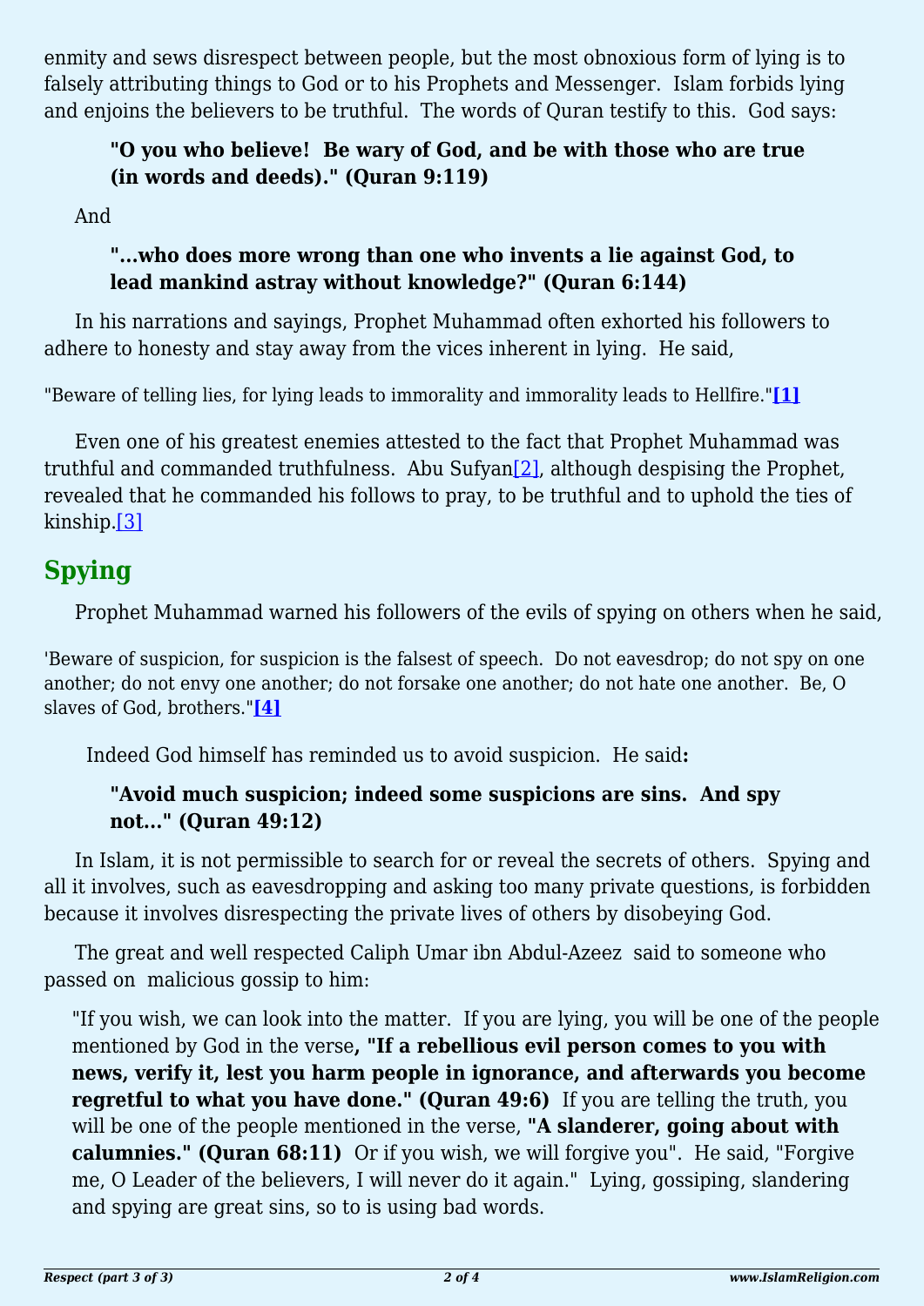enmity and sews disrespect between people, but the most obnoxious form of lying is to falsely attributing things to God or to his Prophets and Messenger. Islam forbids lying and enjoins the believers to be truthful. The words of Quran testify to this. God says:

> **"O you who believe! Be wary of God, and be with those who are true (in words and deeds)." (Quran 9:119)**

And

> **"…who does more wrong than one who invents a lie against God, to lead mankind astray without knowledge?" (Quran 6:144)**

In his narrations and sayings, Prophet Muhammad often exhorted his followers to adhere to honesty and stay away from the vices inherent in lying. He said,

"Beware of telling lies, for lying leads to immorality and immorality leads to Hellfire."**[1]**

Even one of his greatest enemies attested to the fact that Prophet Muhammad was truthful and commanded truthfulness. Abu Sufyan[2], although despising the Prophet, revealed that he commanded his follows to pray, to be truthful and to uphold the ties of kinship.[3]

## Spying

Prophet Muhammad warned his followers of the evils of spying on others when he said,

'Beware of suspicion, for suspicion is the falsest of speech. Do not eavesdrop; do not spy on one another; do not envy one another; do not forsake one another; do not hate one another. Be, O slaves of God, brothers."**[4]**

Indeed God himself has reminded us to avoid suspicion. He said**:**

> **"Avoid much suspicion; indeed some suspicions are sins. And spy not…" (Quran 49:12)**

In Islam, it is not permissible to search for or reveal the secrets of others. Spying and all it involves, such as eavesdropping and asking too many private questions, is forbidden because it involves disrespecting the private lives of others by disobeying God.

The great and well respected Caliph Umar ibn Abdul-Azeez said to someone who passed on malicious gossip to him:

> "If you wish, we can look into the matter. If you are lying, you will be one of the people mentioned by God in the verse**, "If a rebellious evil person comes to you with news, verify it, lest you harm people in ignorance, and afterwards you become regretful to what you have done." (Quran 49:6)** If you are telling the truth, you will be one of the people mentioned in the verse, **"A slanderer, going about with calumnies." (Quran 68:11)** Or if you wish, we will forgive you". He said, "Forgive me, O Leader of the believers, I will never do it again." Lying, gossiping, slandering and spying are great sins, so to is using bad words.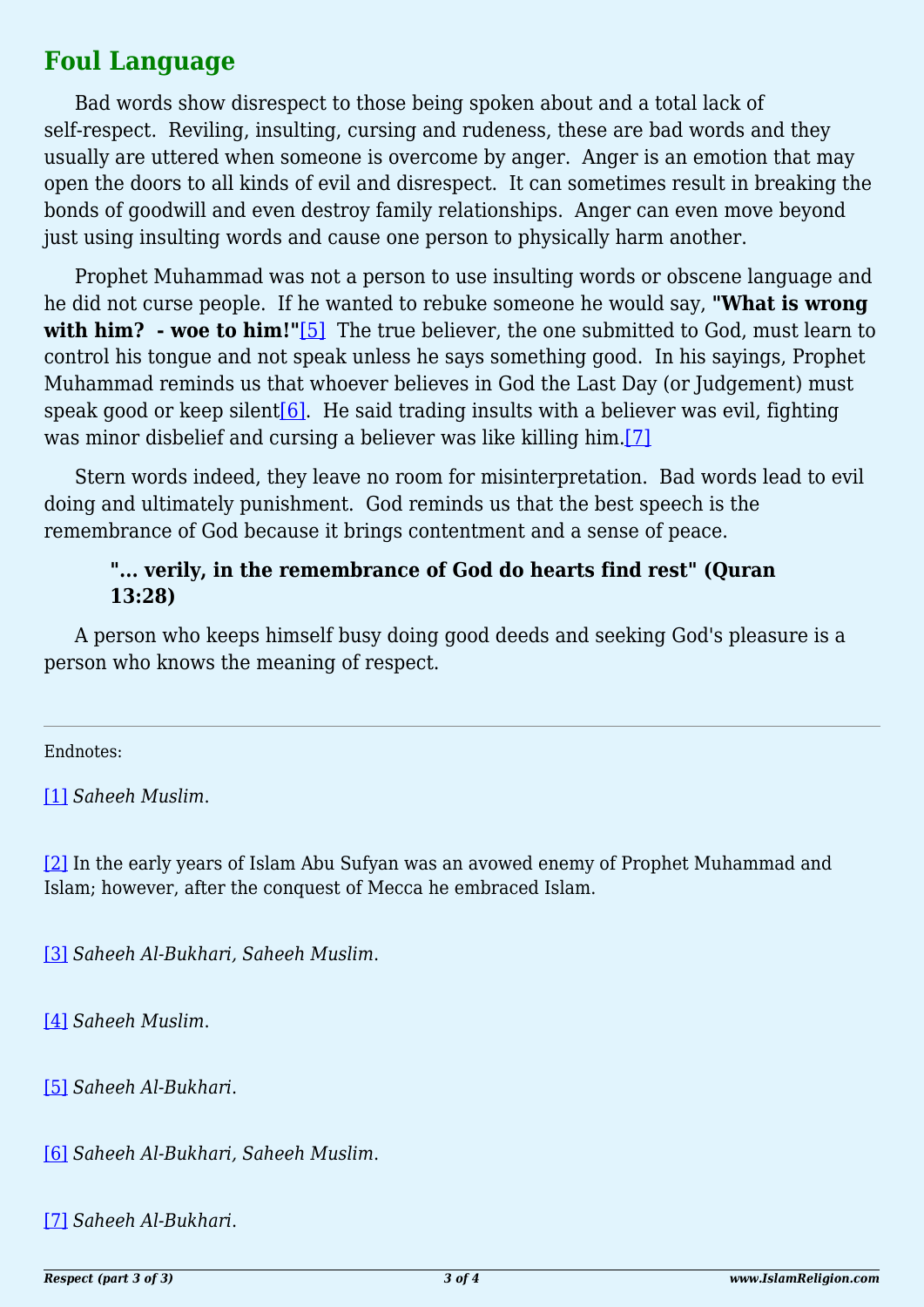## Foul Language

Bad words show disrespect to those being spoken about and a total lack of self-respect. Reviling, insulting, cursing and rudeness, these are bad words and they usually are uttered when someone is overcome by anger. Anger is an emotion that may open the doors to all kinds of evil and disrespect. It can sometimes result in breaking the bonds of goodwill and even destroy family relationships. Anger can even move beyond just using insulting words and cause one person to physically harm another.

Prophet Muhammad was not a person to use insulting words or obscene language and he did not curse people. If he wanted to rebuke someone he would say, **"What is wrong with him? - woe to him!"**[5] The true believer, the one submitted to God, must learn to control his tongue and not speak unless he says something good. In his sayings, Prophet Muhammad reminds us that whoever believes in God the Last Day (or Judgement) must speak good or keep silent[6]. He said trading insults with a believer was evil, fighting was minor disbelief and cursing a believer was like killing him.[7]

Stern words indeed, they leave no room for misinterpretation. Bad words lead to evil doing and ultimately punishment. God reminds us that the best speech is the remembrance of God because it brings contentment and a sense of peace.

> **"... verily, in the remembrance of God do hearts find rest" (Quran 13:28)**

A person who keeps himself busy doing good deeds and seeking God's pleasure is a person who knows the meaning of respect.

---

Endnotes:

[1] *Saheeh Muslim*.

[2] In the early years of Islam Abu Sufyan was an avowed enemy of Prophet Muhammad and Islam; however, after the conquest of Mecca he embraced Islam.

[3] *Saheeh Al-Bukhari, Saheeh Muslim*.

[4] *Saheeh Muslim*.

[5] *Saheeh Al-Bukhari*.

[6] *Saheeh Al-Bukhari, Saheeh Muslim*.

[7] *Saheeh Al-Bukhari*.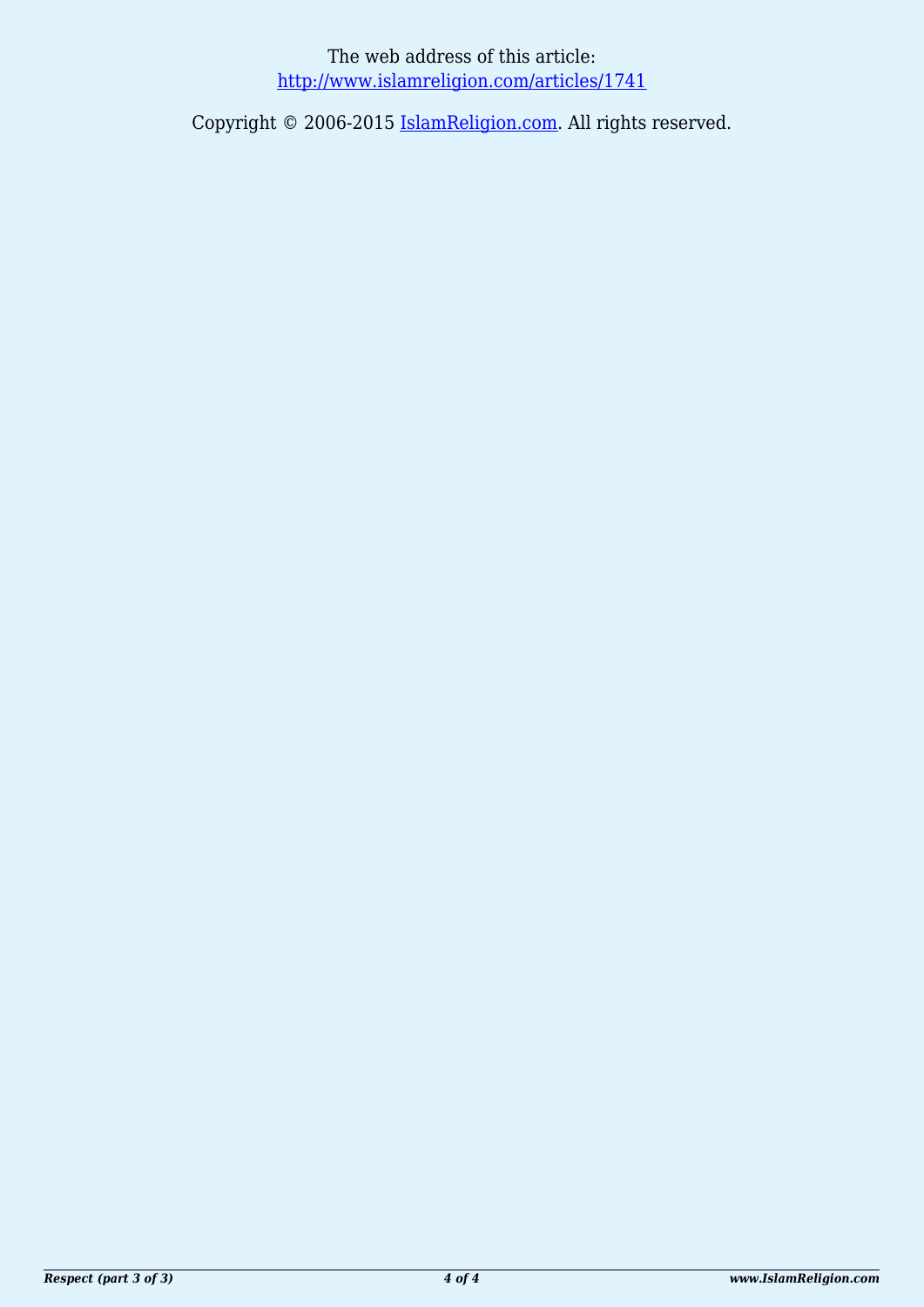The web address of this article:
[http://www.islamreligion.com/articles/1741](http://www.islamreligion.com/articles/1741)

Copyright © 2006-2015 [IslamReligion.com](http://www.islamreligion.com). All rights reserved.